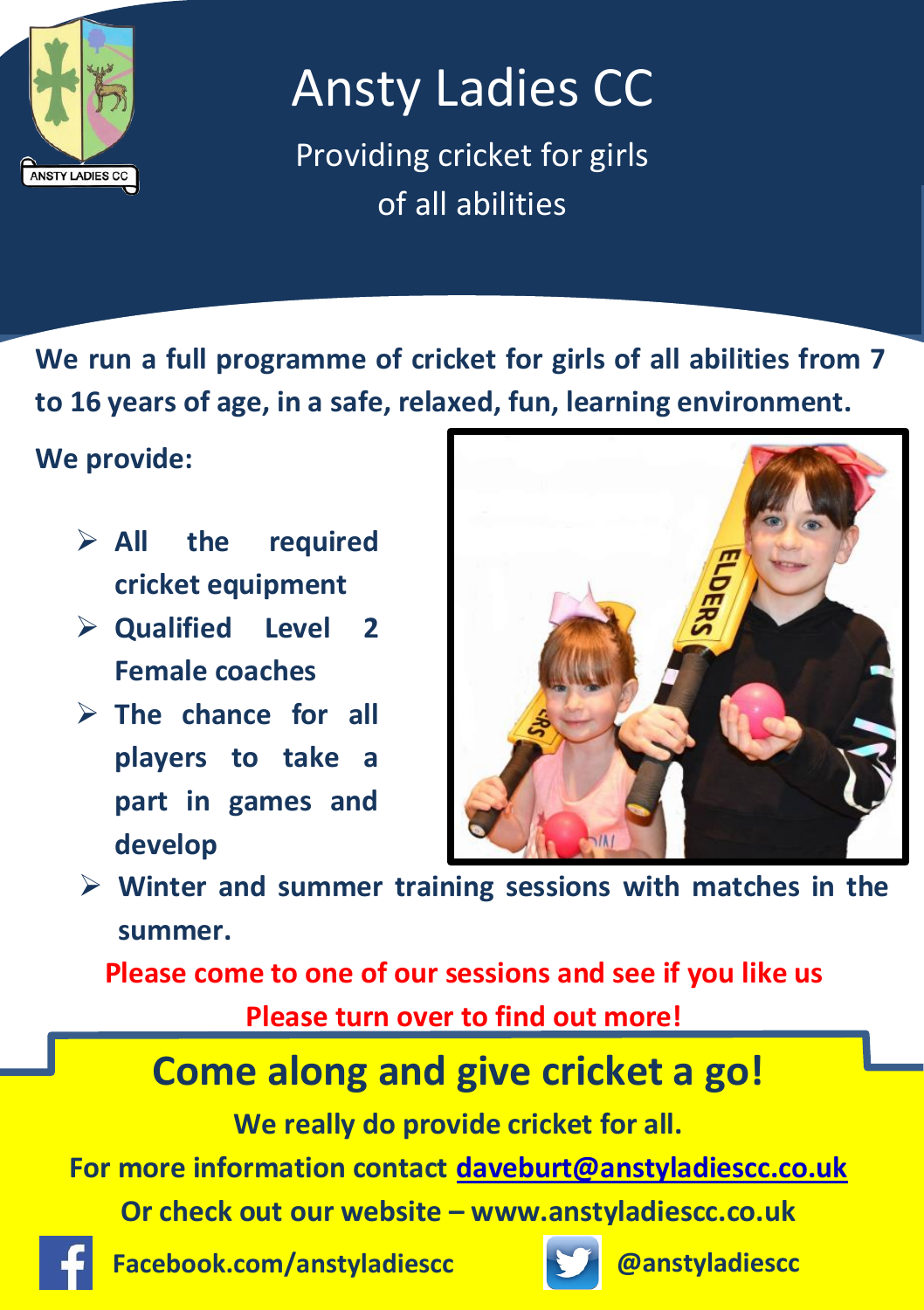# Ansty Ladies CC

Providing cricket for girls of all abilities

**We run a full programme of cricket for girls of all abilities from 7 to 16 years of age, in a safe, relaxed, fun, learning environment.**

**We provide:**

- **All the required cricket equipment**
- **Qualified Level 2 Female coaches**
- **The chance for all players to take a part in games and develop**
- **Winter and summer training sessions with matches in the summer.**

**Please come to one of our sessions and see if you like us**

**Please turn over to find out more!**

## Come along and give cricket a go!

**We really do provide cricket for all.**

**For more information contact daveburt@anstyladiescc.co.uk**

**Or check out our website – www.anstyladiescc.co.uk**

**Facebook.com/anstyladiescc**

**@anstyladiescc**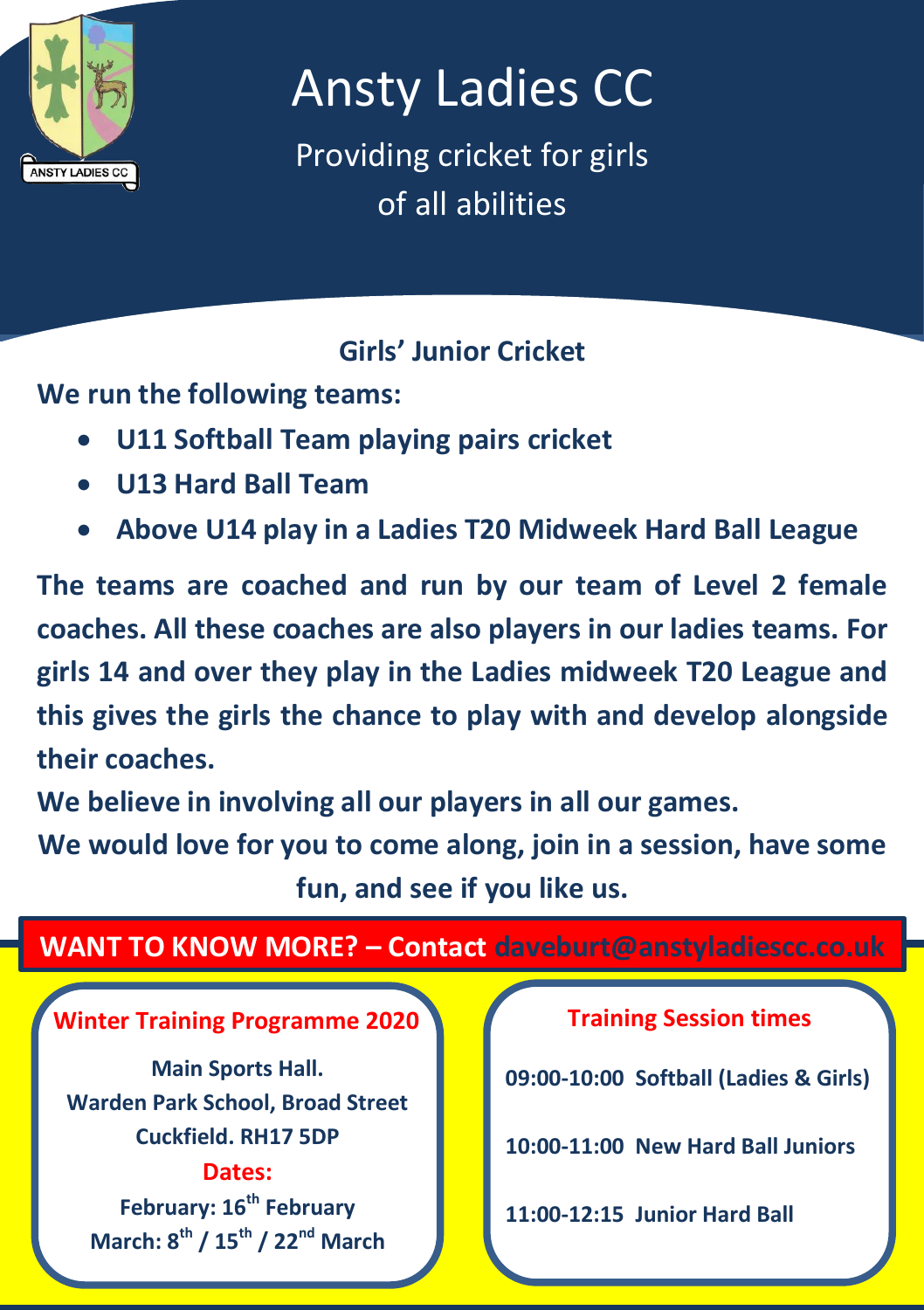# Ansty Ladies CC

Providing cricket for girls of all abilities

## Girls' Junior Cricket

**We run the following teams:**

- **U11 Softball Team playing pairs cricket**
- **U13 Hard Ball Team**
- **Above U14 play in a Ladies T20 Midweek Hard Ball League**

**The teams are coached and run by our team of Level 2 female coaches. All these coaches are also players in our ladies teams. For girls 14 and over they play in the Ladies midweek T20 League and this gives the girls the chance to play with and develop alongside their coaches.**

**We believe in involving all our players in all our games.**

**We would love for you to come along, join in a session, have some fun, and see if you like us.**

**WANT TO KNOW MORE? – Contact daveburt@anstyladiescc.co.uk**

### Winter Training Programme 2020

**Main Sports Hall.**
**Warden Park School, Broad Street**
**Cuckfield. RH17 5DP**

**Dates:**

**February: 16th February**
**March: 8th / 15th / 22nd March**

### Training Session times

**09:00-10:00 Softball (Ladies & Girls)**

**10:00-11:00 New Hard Ball Juniors**

**11:00-12:15 Junior Hard Ball**